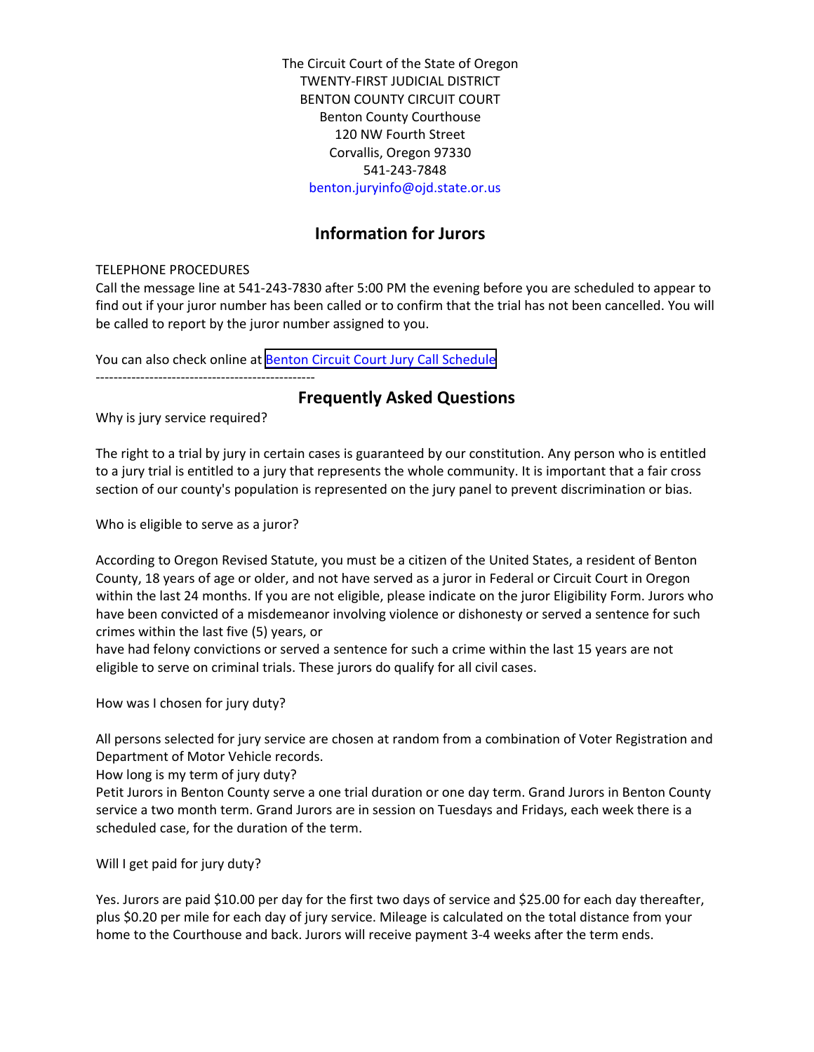The Circuit Court of the State of Oregon
TWENTY-FIRST JUDICIAL DISTRICT
BENTON COUNTY CIRCUIT COURT
Benton County Courthouse
120 NW Fourth Street
Corvallis, Oregon 97330
541-243-7848
benton.juryinfo@ojd.state.or.us

## Information for Jurors

TELEPHONE PROCEDURES
Call the message line at 541-243-7830 after 5:00 PM the evening before you are scheduled to appear to find out if your juror number has been called or to confirm that the trial has not been cancelled. You will be called to report by the juror number assigned to you.

You can also check online at Benton Circuit Court Jury Call Schedule

-------------------------------------------------

## Frequently Asked Questions

Why is jury service required?

The right to a trial by jury in certain cases is guaranteed by our constitution. Any person who is entitled to a jury trial is entitled to a jury that represents the whole community. It is important that a fair cross section of our county's population is represented on the jury panel to prevent discrimination or bias.

Who is eligible to serve as a juror?

According to Oregon Revised Statute, you must be a citizen of the United States, a resident of Benton County, 18 years of age or older, and not have served as a juror in Federal or Circuit Court in Oregon within the last 24 months. If you are not eligible, please indicate on the juror Eligibility Form. Jurors who have been convicted of a misdemeanor involving violence or dishonesty or served a sentence for such crimes within the last five (5) years, or
have had felony convictions or served a sentence for such a crime within the last 15 years are not eligible to serve on criminal trials. These jurors do qualify for all civil cases.

How was I chosen for jury duty?

All persons selected for jury service are chosen at random from a combination of Voter Registration and Department of Motor Vehicle records.
How long is my term of jury duty?
Petit Jurors in Benton County serve a one trial duration or one day term. Grand Jurors in Benton County service a two month term. Grand Jurors are in session on Tuesdays and Fridays, each week there is a scheduled case, for the duration of the term.

Will I get paid for jury duty?

Yes. Jurors are paid $10.00 per day for the first two days of service and $25.00 for each day thereafter, plus $0.20 per mile for each day of jury service. Mileage is calculated on the total distance from your home to the Courthouse and back. Jurors will receive payment 3-4 weeks after the term ends.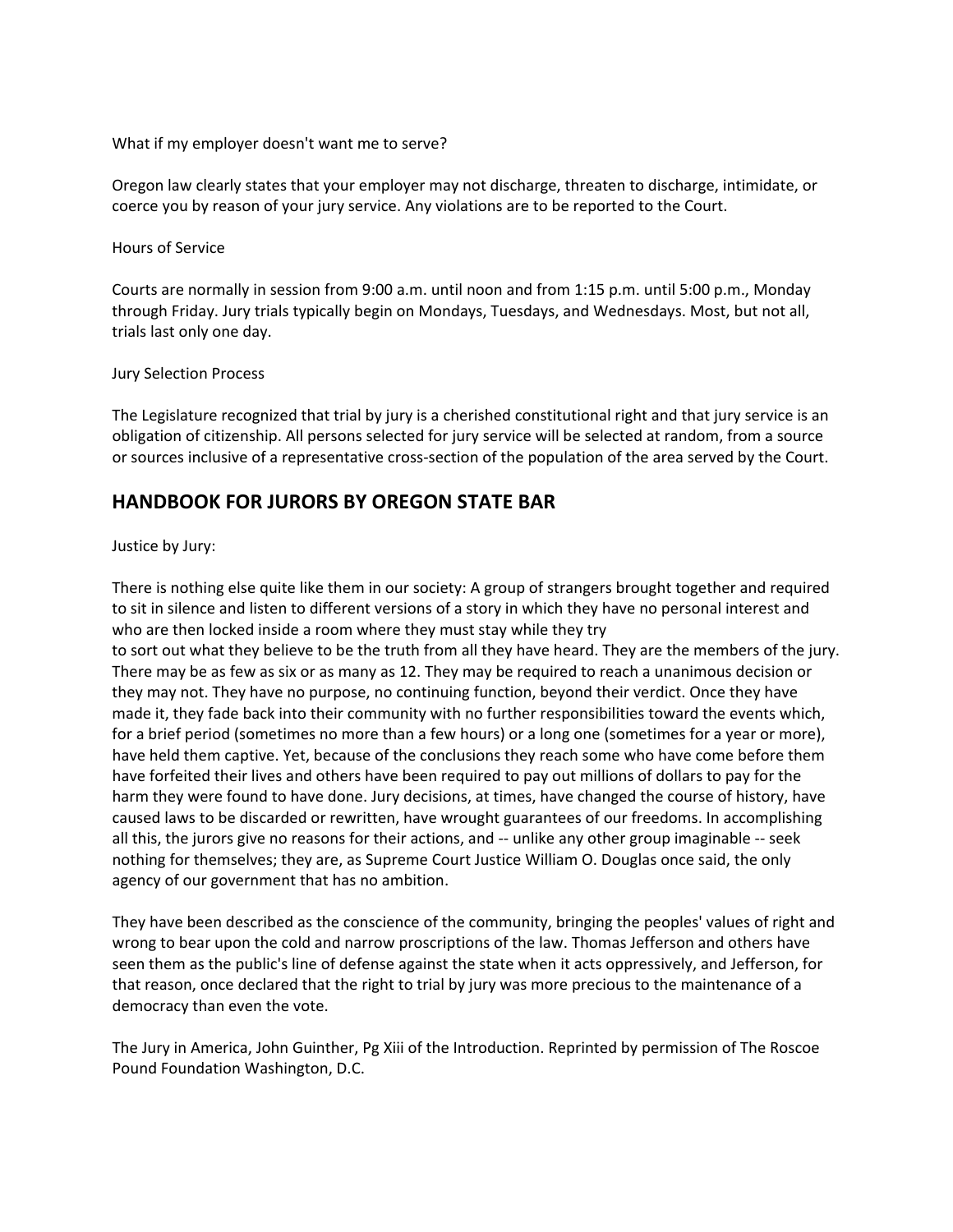What if my employer doesn't want me to serve?

Oregon law clearly states that your employer may not discharge, threaten to discharge, intimidate, or coerce you by reason of your jury service. Any violations are to be reported to the Court.

Hours of Service

Courts are normally in session from 9:00 a.m. until noon and from 1:15 p.m. until 5:00 p.m., Monday through Friday. Jury trials typically begin on Mondays, Tuesdays, and Wednesdays. Most, but not all, trials last only one day.

Jury Selection Process

The Legislature recognized that trial by jury is a cherished constitutional right and that jury service is an obligation of citizenship. All persons selected for jury service will be selected at random, from a source or sources inclusive of a representative cross-section of the population of the area served by the Court.

## HANDBOOK FOR JURORS BY OREGON STATE BAR

Justice by Jury:

There is nothing else quite like them in our society: A group of strangers brought together and required to sit in silence and listen to different versions of a story in which they have no personal interest and who are then locked inside a room where they must stay while they try to sort out what they believe to be the truth from all they have heard. They are the members of the jury. There may be as few as six or as many as 12. They may be required to reach a unanimous decision or they may not. They have no purpose, no continuing function, beyond their verdict. Once they have made it, they fade back into their community with no further responsibilities toward the events which, for a brief period (sometimes no more than a few hours) or a long one (sometimes for a year or more), have held them captive. Yet, because of the conclusions they reach some who have come before them have forfeited their lives and others have been required to pay out millions of dollars to pay for the harm they were found to have done. Jury decisions, at times, have changed the course of history, have caused laws to be discarded or rewritten, have wrought guarantees of our freedoms. In accomplishing all this, the jurors give no reasons for their actions, and -- unlike any other group imaginable -- seek nothing for themselves; they are, as Supreme Court Justice William O. Douglas once said, the only agency of our government that has no ambition.

They have been described as the conscience of the community, bringing the peoples' values of right and wrong to bear upon the cold and narrow proscriptions of the law. Thomas Jefferson and others have seen them as the public's line of defense against the state when it acts oppressively, and Jefferson, for that reason, once declared that the right to trial by jury was more precious to the maintenance of a democracy than even the vote.

The Jury in America, John Guinther, Pg Xiii of the Introduction. Reprinted by permission of The Roscoe Pound Foundation Washington, D.C.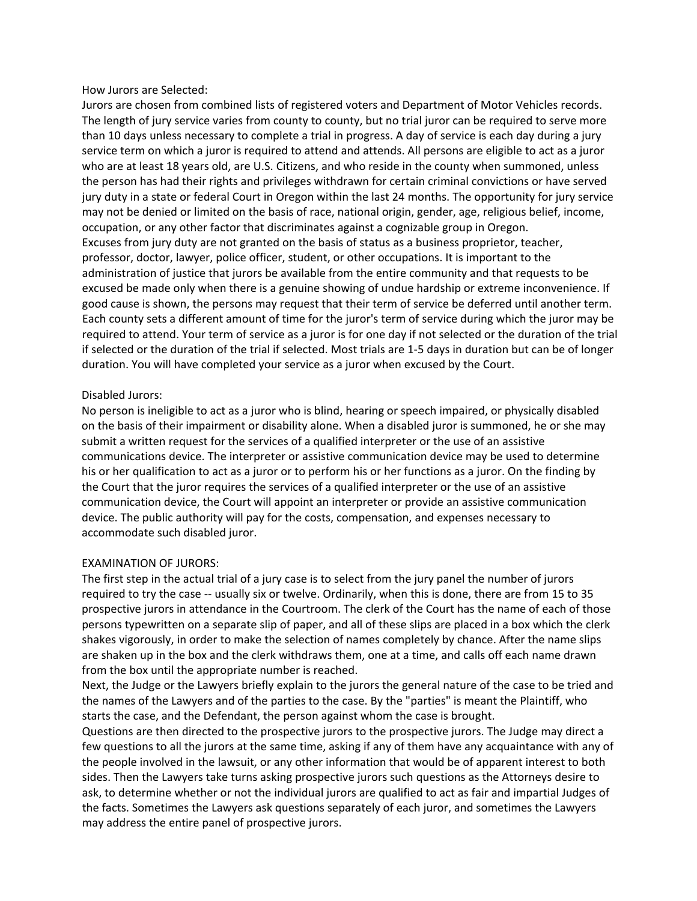How Jurors are Selected:

Jurors are chosen from combined lists of registered voters and Department of Motor Vehicles records. The length of jury service varies from county to county, but no trial juror can be required to serve more than 10 days unless necessary to complete a trial in progress. A day of service is each day during a jury service term on which a juror is required to attend and attends. All persons are eligible to act as a juror who are at least 18 years old, are U.S. Citizens, and who reside in the county when summoned, unless the person has had their rights and privileges withdrawn for certain criminal convictions or have served jury duty in a state or federal Court in Oregon within the last 24 months. The opportunity for jury service may not be denied or limited on the basis of race, national origin, gender, age, religious belief, income, occupation, or any other factor that discriminates against a cognizable group in Oregon.

Excuses from jury duty are not granted on the basis of status as a business proprietor, teacher, professor, doctor, lawyer, police officer, student, or other occupations. It is important to the administration of justice that jurors be available from the entire community and that requests to be excused be made only when there is a genuine showing of undue hardship or extreme inconvenience. If good cause is shown, the persons may request that their term of service be deferred until another term. Each county sets a different amount of time for the juror's term of service during which the juror may be required to attend. Your term of service as a juror is for one day if not selected or the duration of the trial if selected or the duration of the trial if selected. Most trials are 1-5 days in duration but can be of longer duration. You will have completed your service as a juror when excused by the Court.

Disabled Jurors:

No person is ineligible to act as a juror who is blind, hearing or speech impaired, or physically disabled on the basis of their impairment or disability alone. When a disabled juror is summoned, he or she may submit a written request for the services of a qualified interpreter or the use of an assistive communications device. The interpreter or assistive communication device may be used to determine his or her qualification to act as a juror or to perform his or her functions as a juror. On the finding by the Court that the juror requires the services of a qualified interpreter or the use of an assistive communication device, the Court will appoint an interpreter or provide an assistive communication device. The public authority will pay for the costs, compensation, and expenses necessary to accommodate such disabled juror.

EXAMINATION OF JURORS:

The first step in the actual trial of a jury case is to select from the jury panel the number of jurors required to try the case -- usually six or twelve. Ordinarily, when this is done, there are from 15 to 35 prospective jurors in attendance in the Courtroom. The clerk of the Court has the name of each of those persons typewritten on a separate slip of paper, and all of these slips are placed in a box which the clerk shakes vigorously, in order to make the selection of names completely by chance. After the name slips are shaken up in the box and the clerk withdraws them, one at a time, and calls off each name drawn from the box until the appropriate number is reached.

Next, the Judge or the Lawyers briefly explain to the jurors the general nature of the case to be tried and the names of the Lawyers and of the parties to the case. By the "parties" is meant the Plaintiff, who starts the case, and the Defendant, the person against whom the case is brought.

Questions are then directed to the prospective jurors to the prospective jurors. The Judge may direct a few questions to all the jurors at the same time, asking if any of them have any acquaintance with any of the people involved in the lawsuit, or any other information that would be of apparent interest to both sides. Then the Lawyers take turns asking prospective jurors such questions as the Attorneys desire to ask, to determine whether or not the individual jurors are qualified to act as fair and impartial Judges of the facts. Sometimes the Lawyers ask questions separately of each juror, and sometimes the Lawyers may address the entire panel of prospective jurors.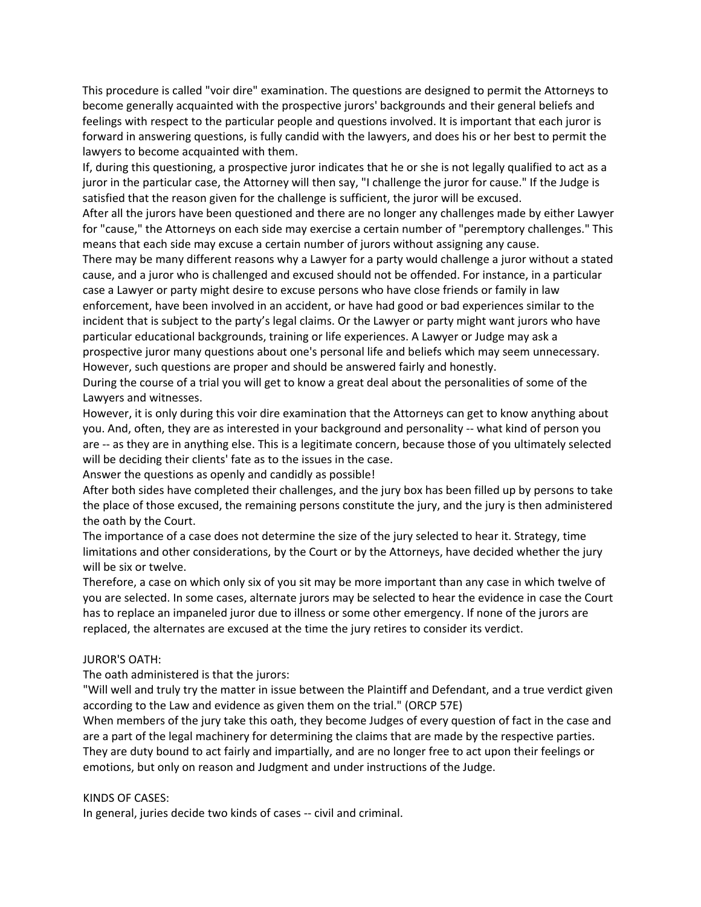This procedure is called "voir dire" examination. The questions are designed to permit the Attorneys to become generally acquainted with the prospective jurors' backgrounds and their general beliefs and feelings with respect to the particular people and questions involved. It is important that each juror is forward in answering questions, is fully candid with the lawyers, and does his or her best to permit the lawyers to become acquainted with them.

If, during this questioning, a prospective juror indicates that he or she is not legally qualified to act as a juror in the particular case, the Attorney will then say, "I challenge the juror for cause." If the Judge is satisfied that the reason given for the challenge is sufficient, the juror will be excused.

After all the jurors have been questioned and there are no longer any challenges made by either Lawyer for "cause," the Attorneys on each side may exercise a certain number of "peremptory challenges." This means that each side may excuse a certain number of jurors without assigning any cause.

There may be many different reasons why a Lawyer for a party would challenge a juror without a stated cause, and a juror who is challenged and excused should not be offended. For instance, in a particular case a Lawyer or party might desire to excuse persons who have close friends or family in law enforcement, have been involved in an accident, or have had good or bad experiences similar to the incident that is subject to the party's legal claims. Or the Lawyer or party might want jurors who have particular educational backgrounds, training or life experiences. A Lawyer or Judge may ask a prospective juror many questions about one's personal life and beliefs which may seem unnecessary. However, such questions are proper and should be answered fairly and honestly.

During the course of a trial you will get to know a great deal about the personalities of some of the Lawyers and witnesses.

However, it is only during this voir dire examination that the Attorneys can get to know anything about you. And, often, they are as interested in your background and personality -- what kind of person you are -- as they are in anything else. This is a legitimate concern, because those of you ultimately selected will be deciding their clients' fate as to the issues in the case.

Answer the questions as openly and candidly as possible!

After both sides have completed their challenges, and the jury box has been filled up by persons to take the place of those excused, the remaining persons constitute the jury, and the jury is then administered the oath by the Court.

The importance of a case does not determine the size of the jury selected to hear it. Strategy, time limitations and other considerations, by the Court or by the Attorneys, have decided whether the jury will be six or twelve.

Therefore, a case on which only six of you sit may be more important than any case in which twelve of you are selected. In some cases, alternate jurors may be selected to hear the evidence in case the Court has to replace an impaneled juror due to illness or some other emergency. If none of the jurors are replaced, the alternates are excused at the time the jury retires to consider its verdict.

## JUROR'S OATH:

The oath administered is that the jurors:

"Will well and truly try the matter in issue between the Plaintiff and Defendant, and a true verdict given according to the Law and evidence as given them on the trial." (ORCP 57E)

When members of the jury take this oath, they become Judges of every question of fact in the case and are a part of the legal machinery for determining the claims that are made by the respective parties. They are duty bound to act fairly and impartially, and are no longer free to act upon their feelings or emotions, but only on reason and Judgment and under instructions of the Judge.

## KINDS OF CASES:

In general, juries decide two kinds of cases -- civil and criminal.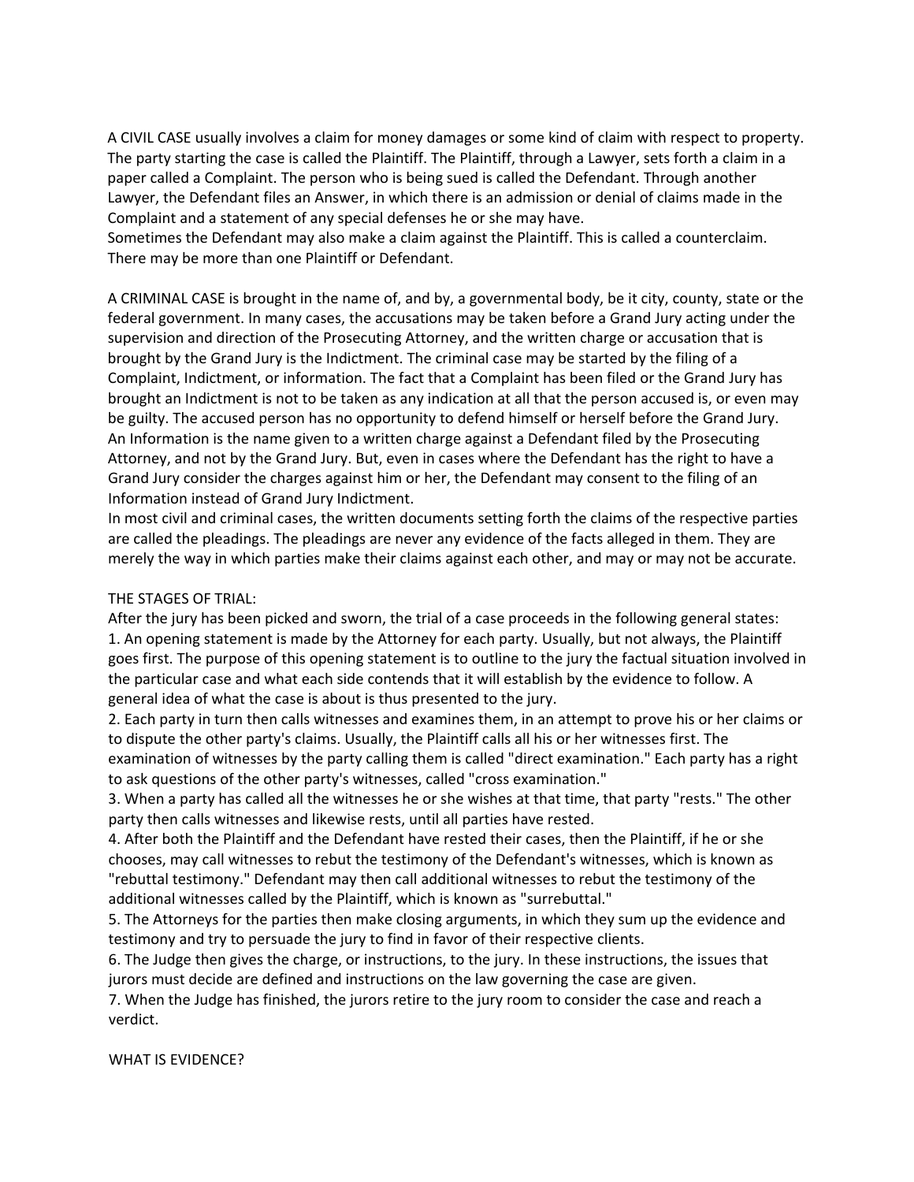A CIVIL CASE usually involves a claim for money damages or some kind of claim with respect to property. The party starting the case is called the Plaintiff. The Plaintiff, through a Lawyer, sets forth a claim in a paper called a Complaint. The person who is being sued is called the Defendant. Through another Lawyer, the Defendant files an Answer, in which there is an admission or denial of claims made in the Complaint and a statement of any special defenses he or she may have.
Sometimes the Defendant may also make a claim against the Plaintiff. This is called a counterclaim. There may be more than one Plaintiff or Defendant.

A CRIMINAL CASE is brought in the name of, and by, a governmental body, be it city, county, state or the federal government. In many cases, the accusations may be taken before a Grand Jury acting under the supervision and direction of the Prosecuting Attorney, and the written charge or accusation that is brought by the Grand Jury is the Indictment. The criminal case may be started by the filing of a Complaint, Indictment, or information. The fact that a Complaint has been filed or the Grand Jury has brought an Indictment is not to be taken as any indication at all that the person accused is, or even may be guilty. The accused person has no opportunity to defend himself or herself before the Grand Jury. An Information is the name given to a written charge against a Defendant filed by the Prosecuting Attorney, and not by the Grand Jury. But, even in cases where the Defendant has the right to have a Grand Jury consider the charges against him or her, the Defendant may consent to the filing of an Information instead of Grand Jury Indictment.
In most civil and criminal cases, the written documents setting forth the claims of the respective parties are called the pleadings. The pleadings are never any evidence of the facts alleged in them. They are merely the way in which parties make their claims against each other, and may or may not be accurate.

THE STAGES OF TRIAL:
After the jury has been picked and sworn, the trial of a case proceeds in the following general states:
1. An opening statement is made by the Attorney for each party. Usually, but not always, the Plaintiff goes first. The purpose of this opening statement is to outline to the jury the factual situation involved in the particular case and what each side contends that it will establish by the evidence to follow. A general idea of what the case is about is thus presented to the jury.
2. Each party in turn then calls witnesses and examines them, in an attempt to prove his or her claims or to dispute the other party's claims. Usually, the Plaintiff calls all his or her witnesses first. The examination of witnesses by the party calling them is called "direct examination." Each party has a right to ask questions of the other party's witnesses, called "cross examination."
3. When a party has called all the witnesses he or she wishes at that time, that party "rests." The other party then calls witnesses and likewise rests, until all parties have rested.
4. After both the Plaintiff and the Defendant have rested their cases, then the Plaintiff, if he or she chooses, may call witnesses to rebut the testimony of the Defendant's witnesses, which is known as "rebuttal testimony." Defendant may then call additional witnesses to rebut the testimony of the additional witnesses called by the Plaintiff, which is known as "surrebuttal."
5. The Attorneys for the parties then make closing arguments, in which they sum up the evidence and testimony and try to persuade the jury to find in favor of their respective clients.
6. The Judge then gives the charge, or instructions, to the jury. In these instructions, the issues that jurors must decide are defined and instructions on the law governing the case are given.
7. When the Judge has finished, the jurors retire to the jury room to consider the case and reach a verdict.

WHAT IS EVIDENCE?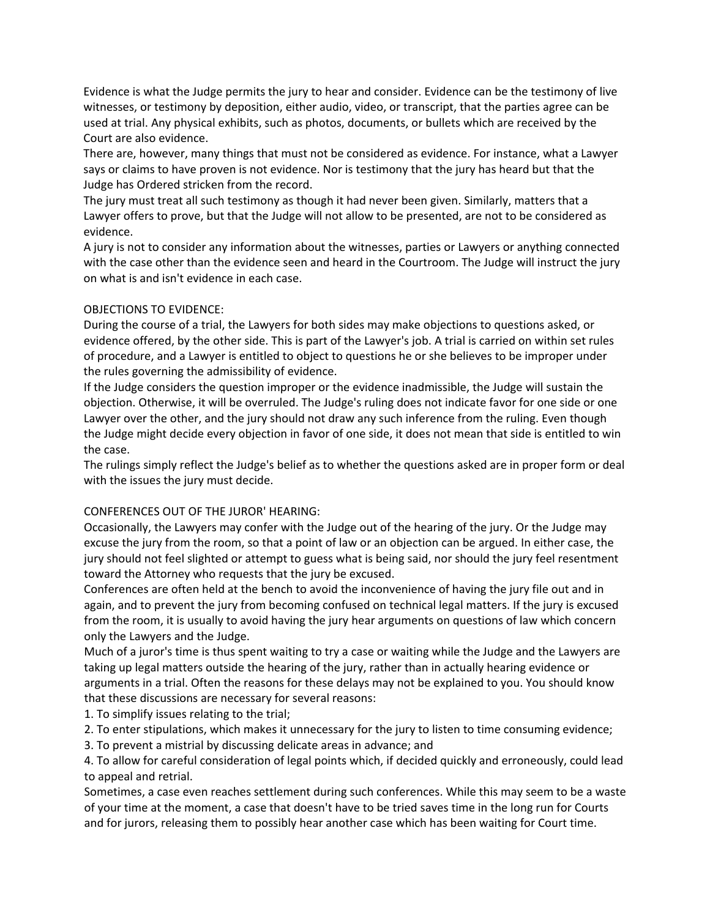Evidence is what the Judge permits the jury to hear and consider. Evidence can be the testimony of live witnesses, or testimony by deposition, either audio, video, or transcript, that the parties agree can be used at trial. Any physical exhibits, such as photos, documents, or bullets which are received by the Court are also evidence.

There are, however, many things that must not be considered as evidence. For instance, what a Lawyer says or claims to have proven is not evidence. Nor is testimony that the jury has heard but that the Judge has Ordered stricken from the record.

The jury must treat all such testimony as though it had never been given. Similarly, matters that a Lawyer offers to prove, but that the Judge will not allow to be presented, are not to be considered as evidence.

A jury is not to consider any information about the witnesses, parties or Lawyers or anything connected with the case other than the evidence seen and heard in the Courtroom. The Judge will instruct the jury on what is and isn't evidence in each case.

## OBJECTIONS TO EVIDENCE:

During the course of a trial, the Lawyers for both sides may make objections to questions asked, or evidence offered, by the other side. This is part of the Lawyer's job. A trial is carried on within set rules of procedure, and a Lawyer is entitled to object to questions he or she believes to be improper under the rules governing the admissibility of evidence.

If the Judge considers the question improper or the evidence inadmissible, the Judge will sustain the objection. Otherwise, it will be overruled. The Judge's ruling does not indicate favor for one side or one Lawyer over the other, and the jury should not draw any such inference from the ruling. Even though the Judge might decide every objection in favor of one side, it does not mean that side is entitled to win the case.

The rulings simply reflect the Judge's belief as to whether the questions asked are in proper form or deal with the issues the jury must decide.

## CONFERENCES OUT OF THE JUROR' HEARING:

Occasionally, the Lawyers may confer with the Judge out of the hearing of the jury. Or the Judge may excuse the jury from the room, so that a point of law or an objection can be argued. In either case, the jury should not feel slighted or attempt to guess what is being said, nor should the jury feel resentment toward the Attorney who requests that the jury be excused.

Conferences are often held at the bench to avoid the inconvenience of having the jury file out and in again, and to prevent the jury from becoming confused on technical legal matters. If the jury is excused from the room, it is usually to avoid having the jury hear arguments on questions of law which concern only the Lawyers and the Judge.

Much of a juror's time is thus spent waiting to try a case or waiting while the Judge and the Lawyers are taking up legal matters outside the hearing of the jury, rather than in actually hearing evidence or arguments in a trial. Often the reasons for these delays may not be explained to you. You should know that these discussions are necessary for several reasons:

1. To simplify issues relating to the trial;
2. To enter stipulations, which makes it unnecessary for the jury to listen to time consuming evidence;
3. To prevent a mistrial by discussing delicate areas in advance; and
4. To allow for careful consideration of legal points which, if decided quickly and erroneously, could lead to appeal and retrial.

Sometimes, a case even reaches settlement during such conferences. While this may seem to be a waste of your time at the moment, a case that doesn't have to be tried saves time in the long run for Courts and for jurors, releasing them to possibly hear another case which has been waiting for Court time.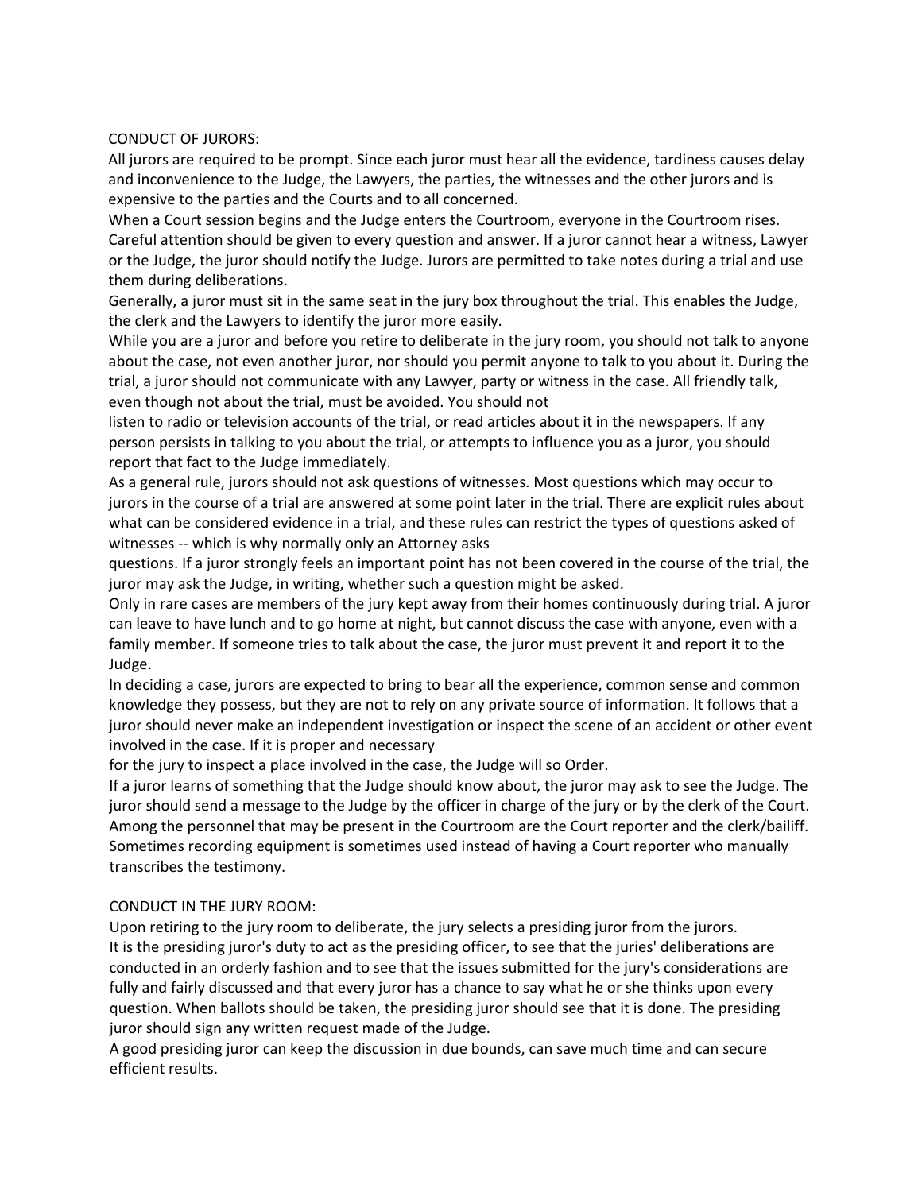## CONDUCT OF JURORS:

All jurors are required to be prompt. Since each juror must hear all the evidence, tardiness causes delay and inconvenience to the Judge, the Lawyers, the parties, the witnesses and the other jurors and is expensive to the parties and the Courts and to all concerned.

When a Court session begins and the Judge enters the Courtroom, everyone in the Courtroom rises. Careful attention should be given to every question and answer. If a juror cannot hear a witness, Lawyer or the Judge, the juror should notify the Judge. Jurors are permitted to take notes during a trial and use them during deliberations.

Generally, a juror must sit in the same seat in the jury box throughout the trial. This enables the Judge, the clerk and the Lawyers to identify the juror more easily.

While you are a juror and before you retire to deliberate in the jury room, you should not talk to anyone about the case, not even another juror, nor should you permit anyone to talk to you about it. During the trial, a juror should not communicate with any Lawyer, party or witness in the case. All friendly talk, even though not about the trial, must be avoided. You should not listen to radio or television accounts of the trial, or read articles about it in the newspapers. If any person persists in talking to you about the trial, or attempts to influence you as a juror, you should report that fact to the Judge immediately.

As a general rule, jurors should not ask questions of witnesses. Most questions which may occur to jurors in the course of a trial are answered at some point later in the trial. There are explicit rules about what can be considered evidence in a trial, and these rules can restrict the types of questions asked of witnesses -- which is why normally only an Attorney asks questions. If a juror strongly feels an important point has not been covered in the course of the trial, the juror may ask the Judge, in writing, whether such a question might be asked.

Only in rare cases are members of the jury kept away from their homes continuously during trial. A juror can leave to have lunch and to go home at night, but cannot discuss the case with anyone, even with a family member. If someone tries to talk about the case, the juror must prevent it and report it to the Judge.

In deciding a case, jurors are expected to bring to bear all the experience, common sense and common knowledge they possess, but they are not to rely on any private source of information. It follows that a juror should never make an independent investigation or inspect the scene of an accident or other event involved in the case. If it is proper and necessary for the jury to inspect a place involved in the case, the Judge will so Order.

If a juror learns of something that the Judge should know about, the juror may ask to see the Judge. The juror should send a message to the Judge by the officer in charge of the jury or by the clerk of the Court. Among the personnel that may be present in the Courtroom are the Court reporter and the clerk/bailiff. Sometimes recording equipment is sometimes used instead of having a Court reporter who manually transcribes the testimony.

## CONDUCT IN THE JURY ROOM:

Upon retiring to the jury room to deliberate, the jury selects a presiding juror from the jurors.

It is the presiding juror's duty to act as the presiding officer, to see that the juries' deliberations are conducted in an orderly fashion and to see that the issues submitted for the jury's considerations are fully and fairly discussed and that every juror has a chance to say what he or she thinks upon every question. When ballots should be taken, the presiding juror should see that it is done. The presiding juror should sign any written request made of the Judge.

A good presiding juror can keep the discussion in due bounds, can save much time and can secure efficient results.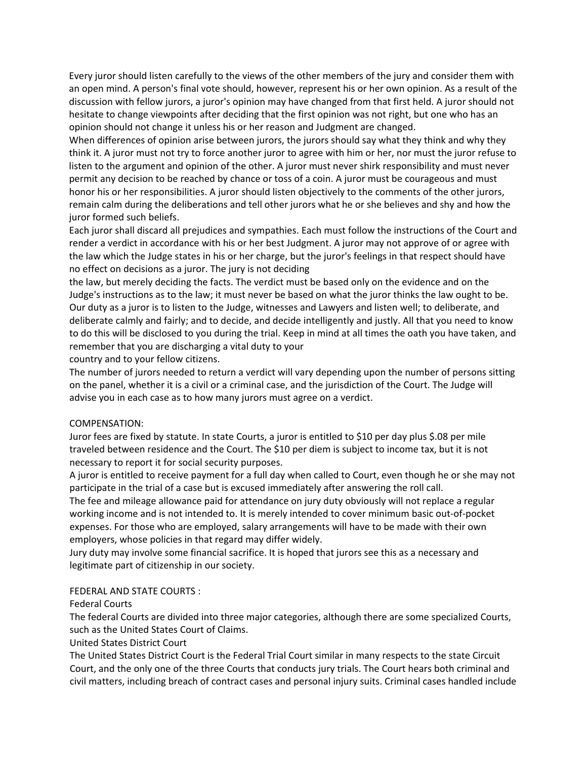Every juror should listen carefully to the views of the other members of the jury and consider them with an open mind. A person's final vote should, however, represent his or her own opinion. As a result of the discussion with fellow jurors, a juror's opinion may have changed from that first held. A juror should not hesitate to change viewpoints after deciding that the first opinion was not right, but one who has an opinion should not change it unless his or her reason and Judgment are changed.

When differences of opinion arise between jurors, the jurors should say what they think and why they think it. A juror must not try to force another juror to agree with him or her, nor must the juror refuse to listen to the argument and opinion of the other. A juror must never shirk responsibility and must never permit any decision to be reached by chance or toss of a coin. A juror must be courageous and must honor his or her responsibilities. A juror should listen objectively to the comments of the other jurors, remain calm during the deliberations and tell other jurors what he or she believes and shy and how the juror formed such beliefs.

Each juror shall discard all prejudices and sympathies. Each must follow the instructions of the Court and render a verdict in accordance with his or her best Judgment. A juror may not approve of or agree with the law which the Judge states in his or her charge, but the juror's feelings in that respect should have no effect on decisions as a juror. The jury is not deciding the law, but merely deciding the facts. The verdict must be based only on the evidence and on the Judge's instructions as to the law; it must never be based on what the juror thinks the law ought to be.

Our duty as a juror is to listen to the Judge, witnesses and Lawyers and listen well; to deliberate, and deliberate calmly and fairly; and to decide, and decide intelligently and justly. All that you need to know to do this will be disclosed to you during the trial. Keep in mind at all times the oath you have taken, and remember that you are discharging a vital duty to your country and to your fellow citizens.

The number of jurors needed to return a verdict will vary depending upon the number of persons sitting on the panel, whether it is a civil or a criminal case, and the jurisdiction of the Court. The Judge will advise you in each case as to how many jurors must agree on a verdict.

## COMPENSATION:

Juror fees are fixed by statute. In state Courts, a juror is entitled to $10 per day plus $.08 per mile traveled between residence and the Court. The $10 per diem is subject to income tax, but it is not necessary to report it for social security purposes.

A juror is entitled to receive payment for a full day when called to Court, even though he or she may not participate in the trial of a case but is excused immediately after answering the roll call.

The fee and mileage allowance paid for attendance on jury duty obviously will not replace a regular working income and is not intended to. It is merely intended to cover minimum basic out-of-pocket expenses. For those who are employed, salary arrangements will have to be made with their own employers, whose policies in that regard may differ widely.

Jury duty may involve some financial sacrifice. It is hoped that jurors see this as a necessary and legitimate part of citizenship in our society.

## FEDERAL AND STATE COURTS :

### Federal Courts

The federal Courts are divided into three major categories, although there are some specialized Courts, such as the United States Court of Claims.

### United States District Court

The United States District Court is the Federal Trial Court similar in many respects to the state Circuit Court, and the only one of the three Courts that conducts jury trials. The Court hears both criminal and civil matters, including breach of contract cases and personal injury suits. Criminal cases handled include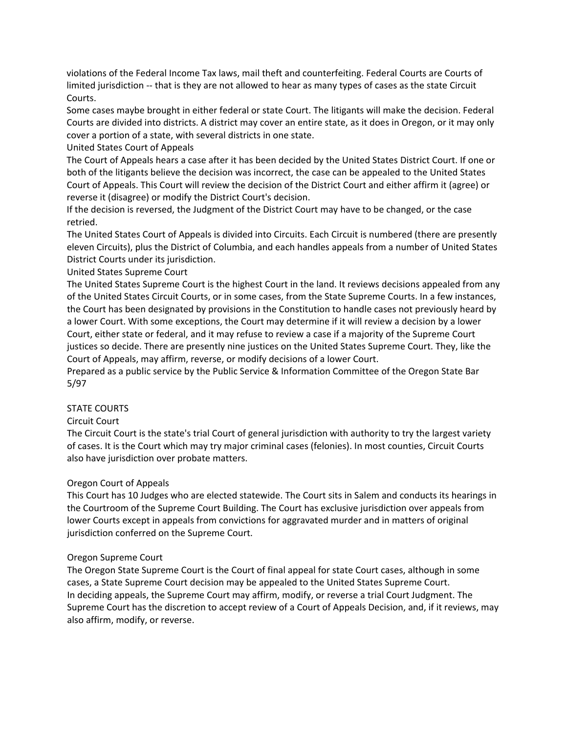violations of the Federal Income Tax laws, mail theft and counterfeiting. Federal Courts are Courts of limited jurisdiction -- that is they are not allowed to hear as many types of cases as the state Circuit Courts.

Some cases maybe brought in either federal or state Court. The litigants will make the decision. Federal Courts are divided into districts. A district may cover an entire state, as it does in Oregon, or it may only cover a portion of a state, with several districts in one state.

### United States Court of Appeals

The Court of Appeals hears a case after it has been decided by the United States District Court. If one or both of the litigants believe the decision was incorrect, the case can be appealed to the United States Court of Appeals. This Court will review the decision of the District Court and either affirm it (agree) or reverse it (disagree) or modify the District Court's decision.

If the decision is reversed, the Judgment of the District Court may have to be changed, or the case retried.

The United States Court of Appeals is divided into Circuits. Each Circuit is numbered (there are presently eleven Circuits), plus the District of Columbia, and each handles appeals from a number of United States District Courts under its jurisdiction.

### United States Supreme Court

The United States Supreme Court is the highest Court in the land. It reviews decisions appealed from any of the United States Circuit Courts, or in some cases, from the State Supreme Courts. In a few instances, the Court has been designated by provisions in the Constitution to handle cases not previously heard by a lower Court. With some exceptions, the Court may determine if it will review a decision by a lower Court, either state or federal, and it may refuse to review a case if a majority of the Supreme Court justices so decide. There are presently nine justices on the United States Supreme Court. They, like the Court of Appeals, may affirm, reverse, or modify decisions of a lower Court.

Prepared as a public service by the Public Service & Information Committee of the Oregon State Bar
5/97

## STATE COURTS

### Circuit Court

The Circuit Court is the state's trial Court of general jurisdiction with authority to try the largest variety of cases. It is the Court which may try major criminal cases (felonies). In most counties, Circuit Courts also have jurisdiction over probate matters.

### Oregon Court of Appeals

This Court has 10 Judges who are elected statewide. The Court sits in Salem and conducts its hearings in the Courtroom of the Supreme Court Building. The Court has exclusive jurisdiction over appeals from lower Courts except in appeals from convictions for aggravated murder and in matters of original jurisdiction conferred on the Supreme Court.

### Oregon Supreme Court

The Oregon State Supreme Court is the Court of final appeal for state Court cases, although in some cases, a State Supreme Court decision may be appealed to the United States Supreme Court.

In deciding appeals, the Supreme Court may affirm, modify, or reverse a trial Court Judgment. The Supreme Court has the discretion to accept review of a Court of Appeals Decision, and, if it reviews, may also affirm, modify, or reverse.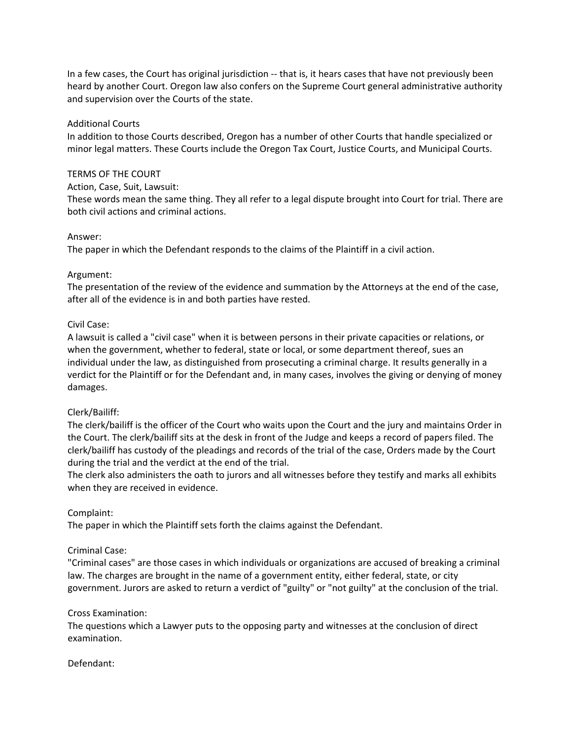In a few cases, the Court has original jurisdiction -- that is, it hears cases that have not previously been heard by another Court. Oregon law also confers on the Supreme Court general administrative authority and supervision over the Courts of the state.

### Additional Courts

In addition to those Courts described, Oregon has a number of other Courts that handle specialized or minor legal matters. These Courts include the Oregon Tax Court, Justice Courts, and Municipal Courts.

## TERMS OF THE COURT

**Action, Case, Suit, Lawsuit:**
These words mean the same thing. They all refer to a legal dispute brought into Court for trial. There are both civil actions and criminal actions.

**Answer:**
The paper in which the Defendant responds to the claims of the Plaintiff in a civil action.

**Argument:**
The presentation of the review of the evidence and summation by the Attorneys at the end of the case, after all of the evidence is in and both parties have rested.

**Civil Case:**
A lawsuit is called a "civil case" when it is between persons in their private capacities or relations, or when the government, whether to federal, state or local, or some department thereof, sues an individual under the law, as distinguished from prosecuting a criminal charge. It results generally in a verdict for the Plaintiff or for the Defendant and, in many cases, involves the giving or denying of money damages.

**Clerk/Bailiff:**
The clerk/bailiff is the officer of the Court who waits upon the Court and the jury and maintains Order in the Court. The clerk/bailiff sits at the desk in front of the Judge and keeps a record of papers filed. The clerk/bailiff has custody of the pleadings and records of the trial of the case, Orders made by the Court during the trial and the verdict at the end of the trial.
The clerk also administers the oath to jurors and all witnesses before they testify and marks all exhibits when they are received in evidence.

**Complaint:**
The paper in which the Plaintiff sets forth the claims against the Defendant.

**Criminal Case:**
"Criminal cases" are those cases in which individuals or organizations are accused of breaking a criminal law. The charges are brought in the name of a government entity, either federal, state, or city government. Jurors are asked to return a verdict of "guilty" or "not guilty" at the conclusion of the trial.

**Cross Examination:**
The questions which a Lawyer puts to the opposing party and witnesses at the conclusion of direct examination.

**Defendant:**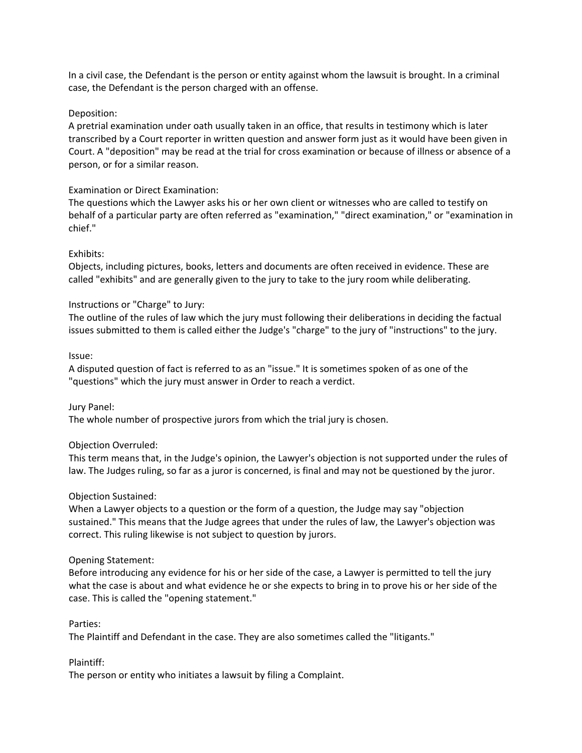In a civil case, the Defendant is the person or entity against whom the lawsuit is brought. In a criminal case, the Defendant is the person charged with an offense.

Deposition:
A pretrial examination under oath usually taken in an office, that results in testimony which is later transcribed by a Court reporter in written question and answer form just as it would have been given in Court. A "deposition" may be read at the trial for cross examination or because of illness or absence of a person, or for a similar reason.

Examination or Direct Examination:
The questions which the Lawyer asks his or her own client or witnesses who are called to testify on behalf of a particular party are often referred as "examination," "direct examination," or "examination in chief."

Exhibits:
Objects, including pictures, books, letters and documents are often received in evidence. These are called "exhibits" and are generally given to the jury to take to the jury room while deliberating.

Instructions or "Charge" to Jury:
The outline of the rules of law which the jury must following their deliberations in deciding the factual issues submitted to them is called either the Judge's "charge" to the jury of "instructions" to the jury.

Issue:
A disputed question of fact is referred to as an "issue." It is sometimes spoken of as one of the "questions" which the jury must answer in Order to reach a verdict.

Jury Panel:
The whole number of prospective jurors from which the trial jury is chosen.

Objection Overruled:
This term means that, in the Judge's opinion, the Lawyer's objection is not supported under the rules of law. The Judges ruling, so far as a juror is concerned, is final and may not be questioned by the juror.

Objection Sustained:
When a Lawyer objects to a question or the form of a question, the Judge may say "objection sustained." This means that the Judge agrees that under the rules of law, the Lawyer's objection was correct. This ruling likewise is not subject to question by jurors.

Opening Statement:
Before introducing any evidence for his or her side of the case, a Lawyer is permitted to tell the jury what the case is about and what evidence he or she expects to bring in to prove his or her side of the case. This is called the "opening statement."

Parties:
The Plaintiff and Defendant in the case. They are also sometimes called the "litigants."

Plaintiff:
The person or entity who initiates a lawsuit by filing a Complaint.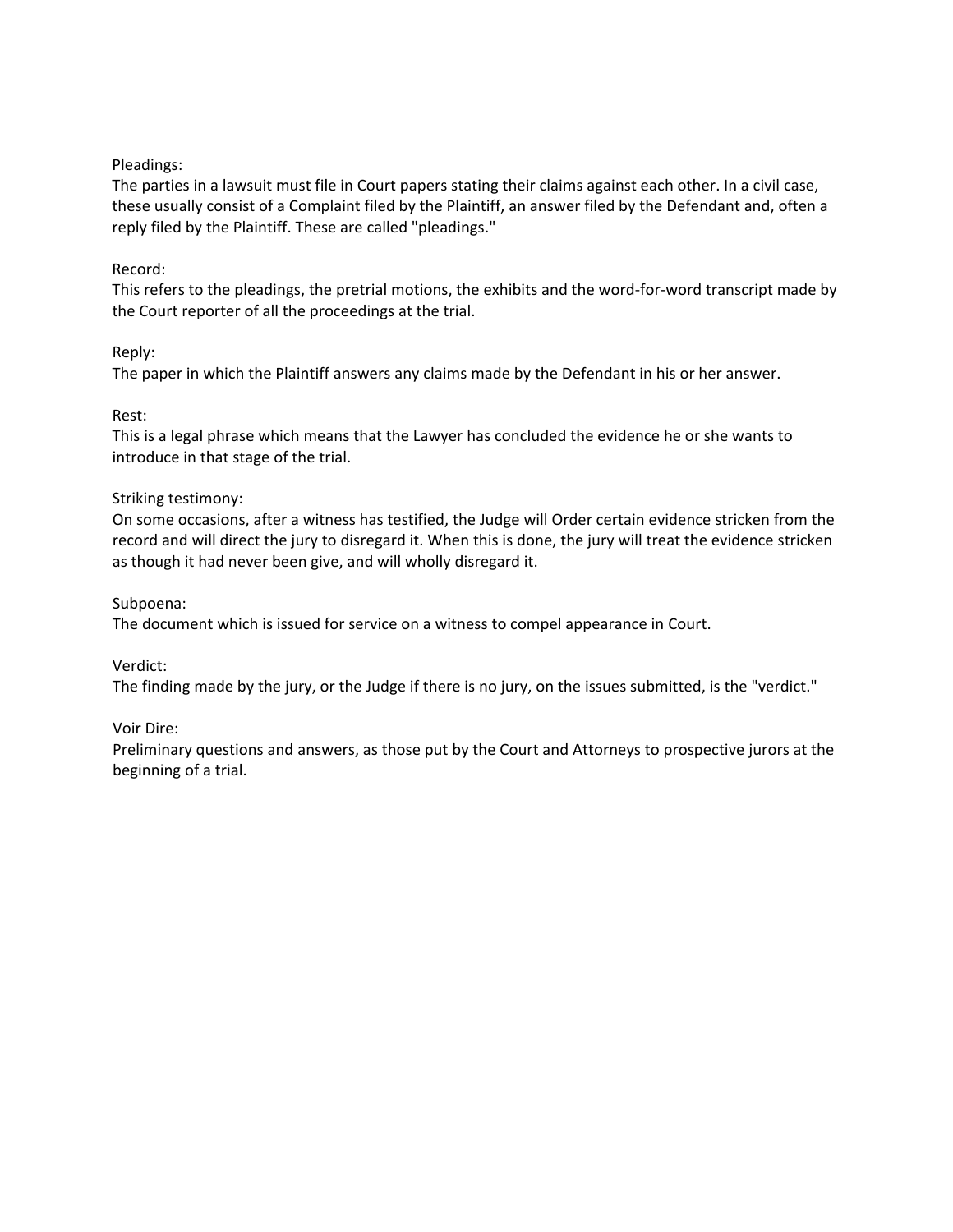Pleadings:

The parties in a lawsuit must file in Court papers stating their claims against each other. In a civil case, these usually consist of a Complaint filed by the Plaintiff, an answer filed by the Defendant and, often a reply filed by the Plaintiff. These are called "pleadings."

Record:

This refers to the pleadings, the pretrial motions, the exhibits and the word-for-word transcript made by the Court reporter of all the proceedings at the trial.

Reply:

The paper in which the Plaintiff answers any claims made by the Defendant in his or her answer.

Rest:

This is a legal phrase which means that the Lawyer has concluded the evidence he or she wants to introduce in that stage of the trial.

Striking testimony:

On some occasions, after a witness has testified, the Judge will Order certain evidence stricken from the record and will direct the jury to disregard it. When this is done, the jury will treat the evidence stricken as though it had never been give, and will wholly disregard it.

Subpoena:

The document which is issued for service on a witness to compel appearance in Court.

Verdict:

The finding made by the jury, or the Judge if there is no jury, on the issues submitted, is the "verdict."

Voir Dire:

Preliminary questions and answers, as those put by the Court and Attorneys to prospective jurors at the beginning of a trial.